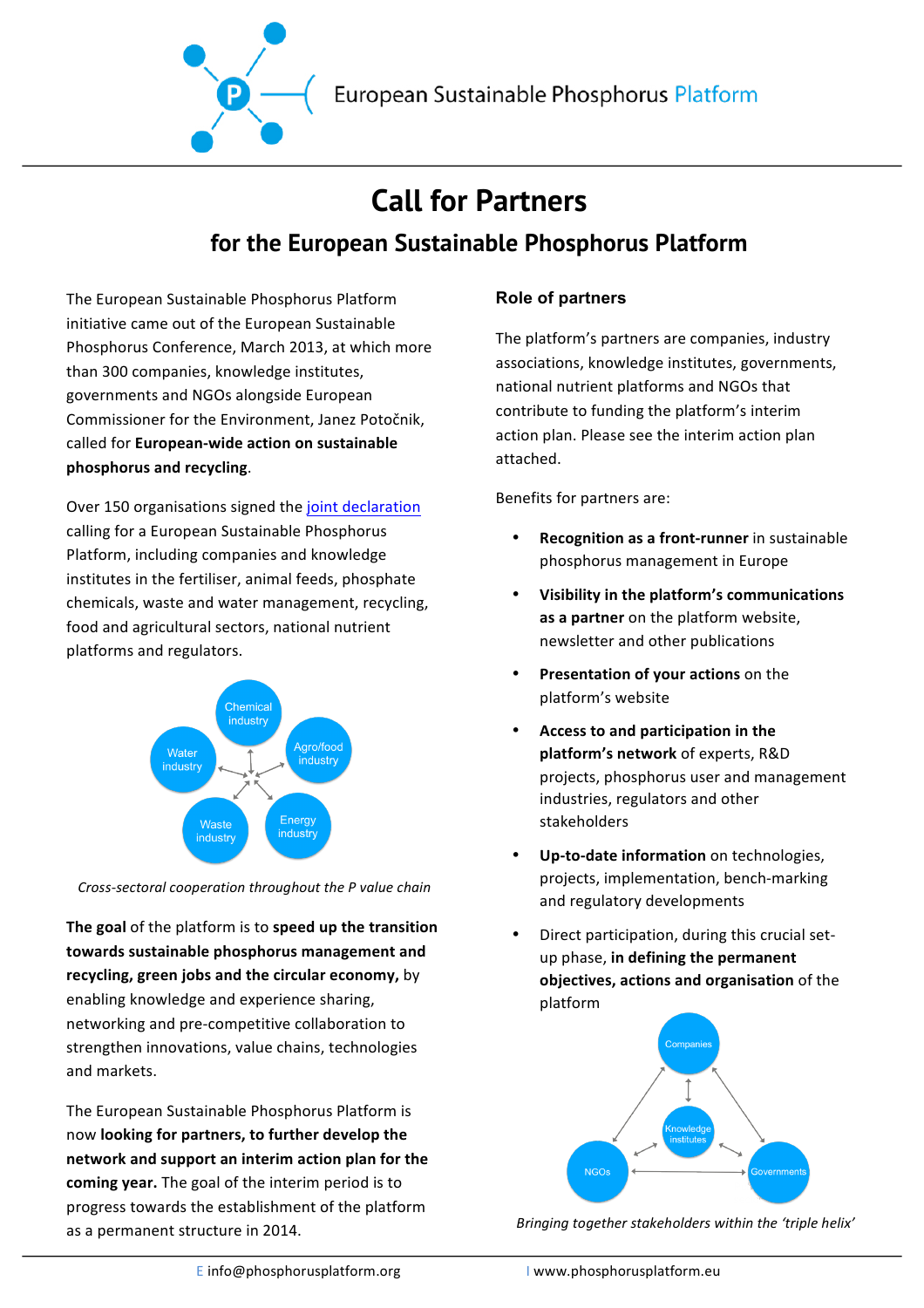European Sustainable Phosphorus Platform

# Call for Partners

## for the European Sustainable Phosphorus Platform

The European Sustainable Phosphorus Platform initiative came out of the European Sustainable Phosphorus Conference, March 2013, at which more than 300 companies, knowledge institutes, governments and NGOs alongside European Commissioner for the Environment, Janez Potočnik, called for **European-wide action on sustainable phosphorus and recycling**.

Over 150 organisations signed the [joint declaration] calling for a European Sustainable Phosphorus Platform, including companies and knowledge institutes in the fertiliser, animal feeds, phosphate chemicals, waste and water management, recycling, food and agricultural sectors, national nutrient platforms and regulators.

Chemical industry, Agro/food industry, Energy industry, Waste industry, Water industry

*Cross-sectoral cooperation throughout the P value chain*

**The goal** of the platform is to **speed up the transition towards sustainable phosphorus management and recycling, green jobs and the circular economy,** by enabling knowledge and experience sharing, networking and pre-competitive collaboration to strengthen innovations, value chains, technologies and markets.

The European Sustainable Phosphorus Platform is now **looking for partners, to further develop the network and support an interim action plan for the coming year.** The goal of the interim period is to progress towards the establishment of the platform as a permanent structure in 2014.

### Role of partners

The platform's partners are companies, industry associations, knowledge institutes, governments, national nutrient platforms and NGOs that contribute to funding the platform's interim action plan. Please see the interim action plan attached.

Benefits for partners are:

- **Recognition as a front-runner** in sustainable phosphorus management in Europe
- **Visibility in the platform's communications as a partner** on the platform website, newsletter and other publications
- **Presentation of your actions** on the platform's website
- **Access to and participation in the platform's network** of experts, R&D projects, phosphorus user and management industries, regulators and other stakeholders
- **Up-to-date information** on technologies, projects, implementation, bench-marking and regulatory developments
- Direct participation, during this crucial set-up phase, **in defining the permanent objectives, actions and organisation** of the platform

Companies, Knowledge institutes, NGOs, Governments

*Bringing together stakeholders within the 'triple helix'*

E info@phosphorusplatform.org I www.phosphorusplatform.eu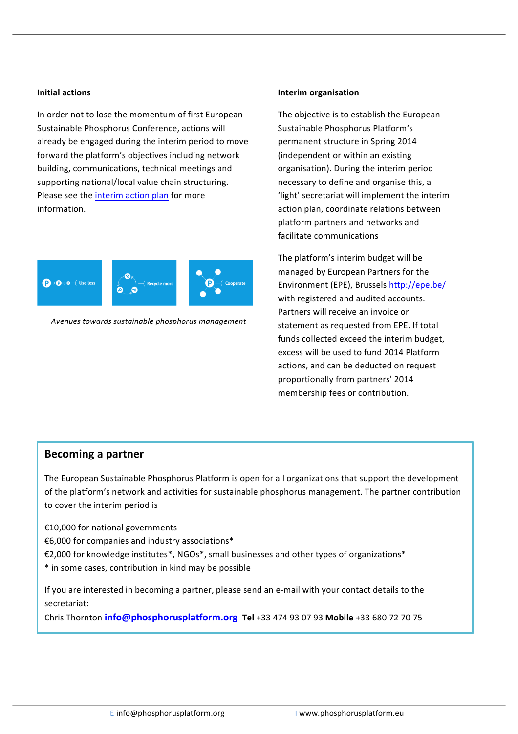### Initial actions

In order not to lose the momentum of first European Sustainable Phosphorus Conference, actions will already be engaged during the interim period to move forward the platform's objectives including network building, communications, technical meetings and supporting national/local value chain structuring. Please see the interim action plan for more information.

*Avenues towards sustainable phosphorus management*

### Interim organisation

The objective is to establish the European Sustainable Phosphorus Platform's permanent structure in Spring 2014 (independent or within an existing organisation). During the interim period necessary to define and organise this, a 'light' secretariat will implement the interim action plan, coordinate relations between platform partners and networks and facilitate communications

The platform's interim budget will be managed by European Partners for the Environment (EPE), Brussels http://epe.be/ with registered and audited accounts. Partners will receive an invoice or statement as requested from EPE. If total funds collected exceed the interim budget, excess will be used to fund 2014 Platform actions, and can be deducted on request proportionally from partners' 2014 membership fees or contribution.

## Becoming a partner

The European Sustainable Phosphorus Platform is open for all organizations that support the development of the platform's network and activities for sustainable phosphorus management. The partner contribution to cover the interim period is

€10,000 for national governments
€6,000 for companies and industry associations*
€2,000 for knowledge institutes*, NGOs*, small businesses and other types of organizations*
* in some cases, contribution in kind may be possible

If you are interested in becoming a partner, please send an e-mail with your contact details to the secretariat:
Chris Thornton **info@phosphorusplatform.org** **Tel** +33 474 93 07 93 **Mobile** +33 680 72 70 75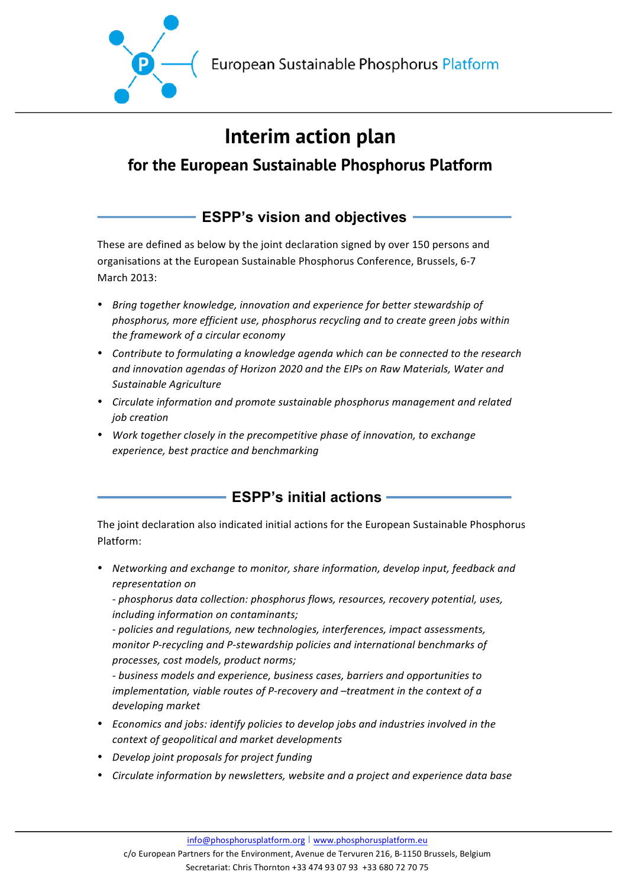# Interim action plan

## for the European Sustainable Phosphorus Platform

### ESPP's vision and objectives

These are defined as below by the joint declaration signed by over 150 persons and organisations at the European Sustainable Phosphorus Conference, Brussels, 6-7 March 2013:

- *Bring together knowledge, innovation and experience for better stewardship of phosphorus, more efficient use, phosphorus recycling and to create green jobs within the framework of a circular economy*
- *Contribute to formulating a knowledge agenda which can be connected to the research and innovation agendas of Horizon 2020 and the EIPs on Raw Materials, Water and Sustainable Agriculture*
- *Circulate information and promote sustainable phosphorus management and related job creation*
- *Work together closely in the precompetitive phase of innovation, to exchange experience, best practice and benchmarking*

### ESPP's initial actions

The joint declaration also indicated initial actions for the European Sustainable Phosphorus Platform:

- *Networking and exchange to monitor, share information, develop input, feedback and representation on*
  *- phosphorus data collection: phosphorus flows, resources, recovery potential, uses, including information on contaminants;*
  *- policies and regulations, new technologies, interferences, impact assessments, monitor P-recycling and P-stewardship policies and international benchmarks of processes, cost models, product norms;*
  *- business models and experience, business cases, barriers and opportunities to implementation, viable routes of P-recovery and –treatment in the context of a developing market*
- *Economics and jobs: identify policies to develop jobs and industries involved in the context of geopolitical and market developments*
- *Develop joint proposals for project funding*
- *Circulate information by newsletters, website and a project and experience data base*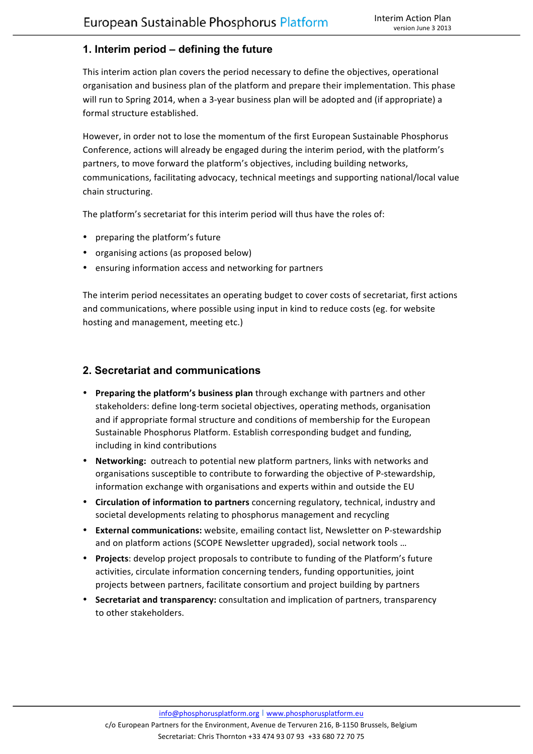## 1. Interim period – defining the future

This interim action plan covers the period necessary to define the objectives, operational organisation and business plan of the platform and prepare their implementation. This phase will run to Spring 2014, when a 3-year business plan will be adopted and (if appropriate) a formal structure established.

However, in order not to lose the momentum of the first European Sustainable Phosphorus Conference, actions will already be engaged during the interim period, with the platform's partners, to move forward the platform's objectives, including building networks, communications, facilitating advocacy, technical meetings and supporting national/local value chain structuring.

The platform's secretariat for this interim period will thus have the roles of:

- preparing the platform's future
- organising actions (as proposed below)
- ensuring information access and networking for partners

The interim period necessitates an operating budget to cover costs of secretariat, first actions and communications, where possible using input in kind to reduce costs (eg. for website hosting and management, meeting etc.)

## 2. Secretariat and communications

- **Preparing the platform's business plan** through exchange with partners and other stakeholders: define long-term societal objectives, operating methods, organisation and if appropriate formal structure and conditions of membership for the European Sustainable Phosphorus Platform. Establish corresponding budget and funding, including in kind contributions
- **Networking:** outreach to potential new platform partners, links with networks and organisations susceptible to contribute to forwarding the objective of P-stewardship, information exchange with organisations and experts within and outside the EU
- **Circulation of information to partners** concerning regulatory, technical, industry and societal developments relating to phosphorus management and recycling
- **External communications:** website, emailing contact list, Newsletter on P-stewardship and on platform actions (SCOPE Newsletter upgraded), social network tools …
- **Projects**: develop project proposals to contribute to funding of the Platform's future activities, circulate information concerning tenders, funding opportunities, joint projects between partners, facilitate consortium and project building by partners
- **Secretariat and transparency:** consultation and implication of partners, transparency to other stakeholders.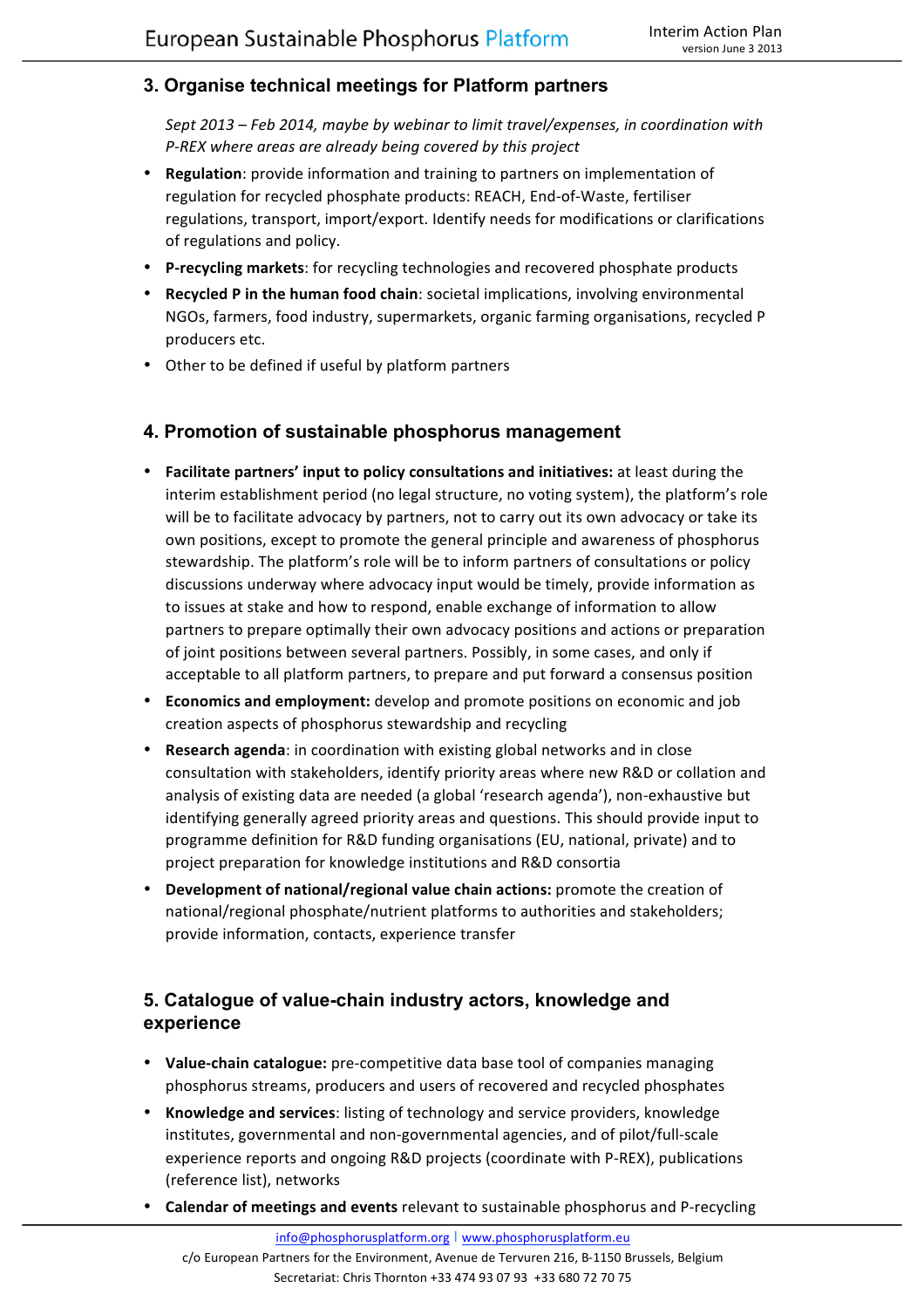## 3. Organise technical meetings for Platform partners

*Sept 2013 – Feb 2014, maybe by webinar to limit travel/expenses, in coordination with P-REX where areas are already being covered by this project*

- **Regulation**: provide information and training to partners on implementation of regulation for recycled phosphate products: REACH, End-of-Waste, fertiliser regulations, transport, import/export. Identify needs for modifications or clarifications of regulations and policy.
- **P-recycling markets**: for recycling technologies and recovered phosphate products
- **Recycled P in the human food chain**: societal implications, involving environmental NGOs, farmers, food industry, supermarkets, organic farming organisations, recycled P producers etc.
- Other to be defined if useful by platform partners

## 4. Promotion of sustainable phosphorus management

- **Facilitate partners' input to policy consultations and initiatives:** at least during the interim establishment period (no legal structure, no voting system), the platform's role will be to facilitate advocacy by partners, not to carry out its own advocacy or take its own positions, except to promote the general principle and awareness of phosphorus stewardship. The platform's role will be to inform partners of consultations or policy discussions underway where advocacy input would be timely, provide information as to issues at stake and how to respond, enable exchange of information to allow partners to prepare optimally their own advocacy positions and actions or preparation of joint positions between several partners. Possibly, in some cases, and only if acceptable to all platform partners, to prepare and put forward a consensus position
- **Economics and employment:** develop and promote positions on economic and job creation aspects of phosphorus stewardship and recycling
- **Research agenda**: in coordination with existing global networks and in close consultation with stakeholders, identify priority areas where new R&D or collation and analysis of existing data are needed (a global 'research agenda'), non-exhaustive but identifying generally agreed priority areas and questions. This should provide input to programme definition for R&D funding organisations (EU, national, private) and to project preparation for knowledge institutions and R&D consortia
- **Development of national/regional value chain actions:** promote the creation of national/regional phosphate/nutrient platforms to authorities and stakeholders; provide information, contacts, experience transfer

## 5. Catalogue of value-chain industry actors, knowledge and experience

- **Value-chain catalogue:** pre-competitive data base tool of companies managing phosphorus streams, producers and users of recovered and recycled phosphates
- **Knowledge and services**: listing of technology and service providers, knowledge institutes, governmental and non-governmental agencies, and of pilot/full-scale experience reports and ongoing R&D projects (coordinate with P-REX), publications (reference list), networks
- **Calendar of meetings and events** relevant to sustainable phosphorus and P-recycling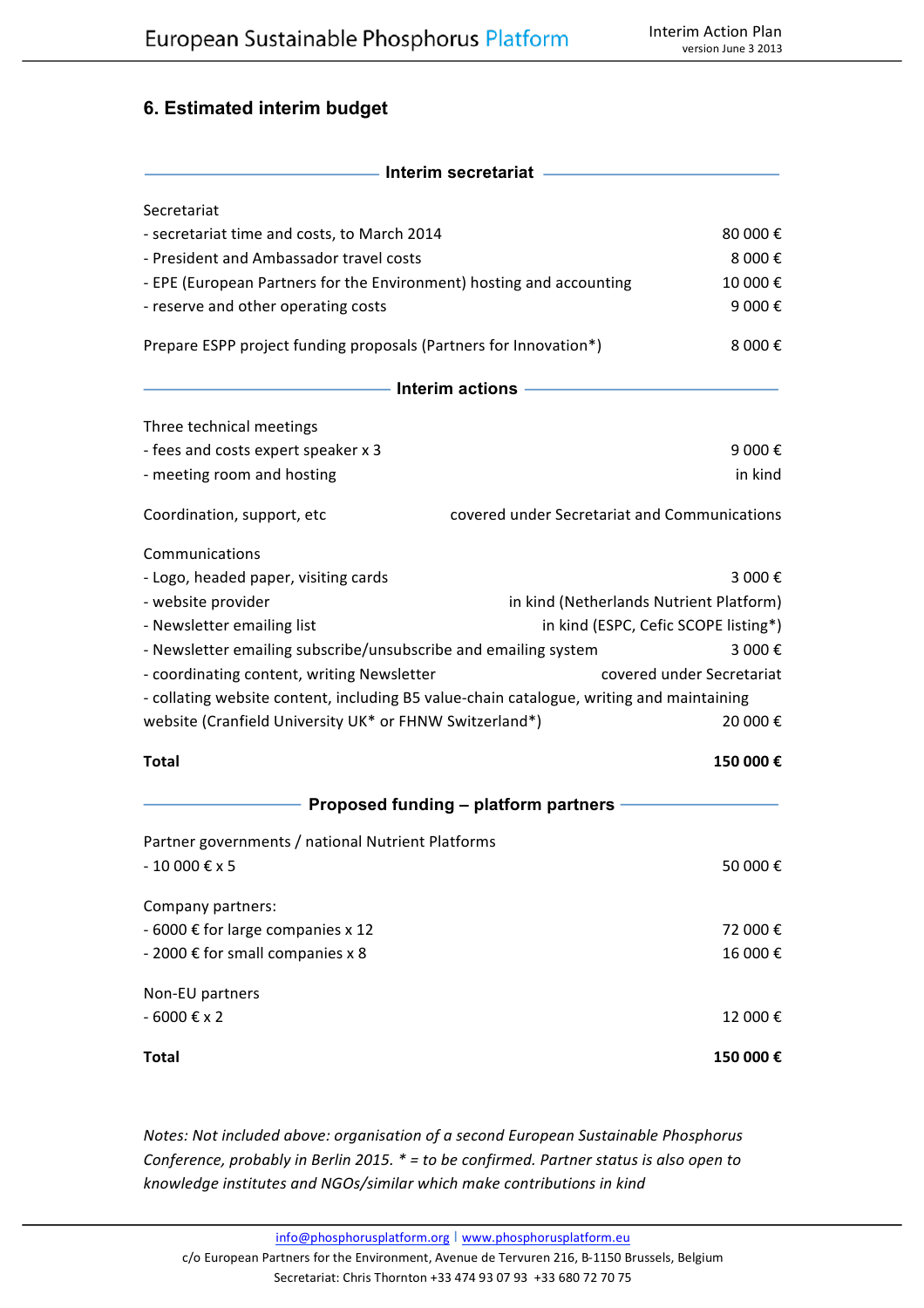## 6. Estimated interim budget

### Interim secretariat

| | |
|---|---|
| **Secretariat** | |
| - secretariat time and costs, to March 2014 | 80 000 € |
| - President and Ambassador travel costs | 8 000 € |
| - EPE (European Partners for the Environment) hosting and accounting | 10 000 € |
| - reserve and other operating costs | 9 000 € |
| Prepare ESPP project funding proposals (Partners for Innovation*) | 8 000 € |

### Interim actions

| | |
|---|---|
| **Three technical meetings** | |
| - fees and costs expert speaker x 3 | 9 000 € |
| - meeting room and hosting | in kind |
| Coordination, support, etc | covered under Secretariat and Communications |
| **Communications** | |
| - Logo, headed paper, visiting cards | 3 000 € |
| - website provider | in kind (Netherlands Nutrient Platform) |
| - Newsletter emailing list | in kind (ESPC, Cefic SCOPE listing*) |
| - Newsletter emailing subscribe/unsubscribe and emailing system | 3 000 € |
| - coordinating content, writing Newsletter | covered under Secretariat |
| - collating website content, including B5 value-chain catalogue, writing and maintaining website (Cranfield University UK* or FHNW Switzerland*) | 20 000 € |
| **Total** | **150 000 €** |

### Proposed funding – platform partners

| | |
|---|---|
| **Partner governments / national Nutrient Platforms** | |
| - 10 000 € x 5 | 50 000 € |
| **Company partners:** | |
| - 6000 € for large companies x 12 | 72 000 € |
| - 2000 € for small companies x 8 | 16 000 € |
| **Non-EU partners** | |
| - 6000 € x 2 | 12 000 € |
| **Total** | **150 000 €** |

*Notes: Not included above: organisation of a second European Sustainable Phosphorus Conference, probably in Berlin 2015. * = to be confirmed. Partner status is also open to knowledge institutes and NGOs/similar which make contributions in kind*

info@phosphorusplatform.org | www.phosphorusplatform.eu
c/o European Partners for the Environment, Avenue de Tervuren 216, B-1150 Brussels, Belgium
Secretariat: Chris Thornton +33 474 93 07 93 +33 680 72 70 75